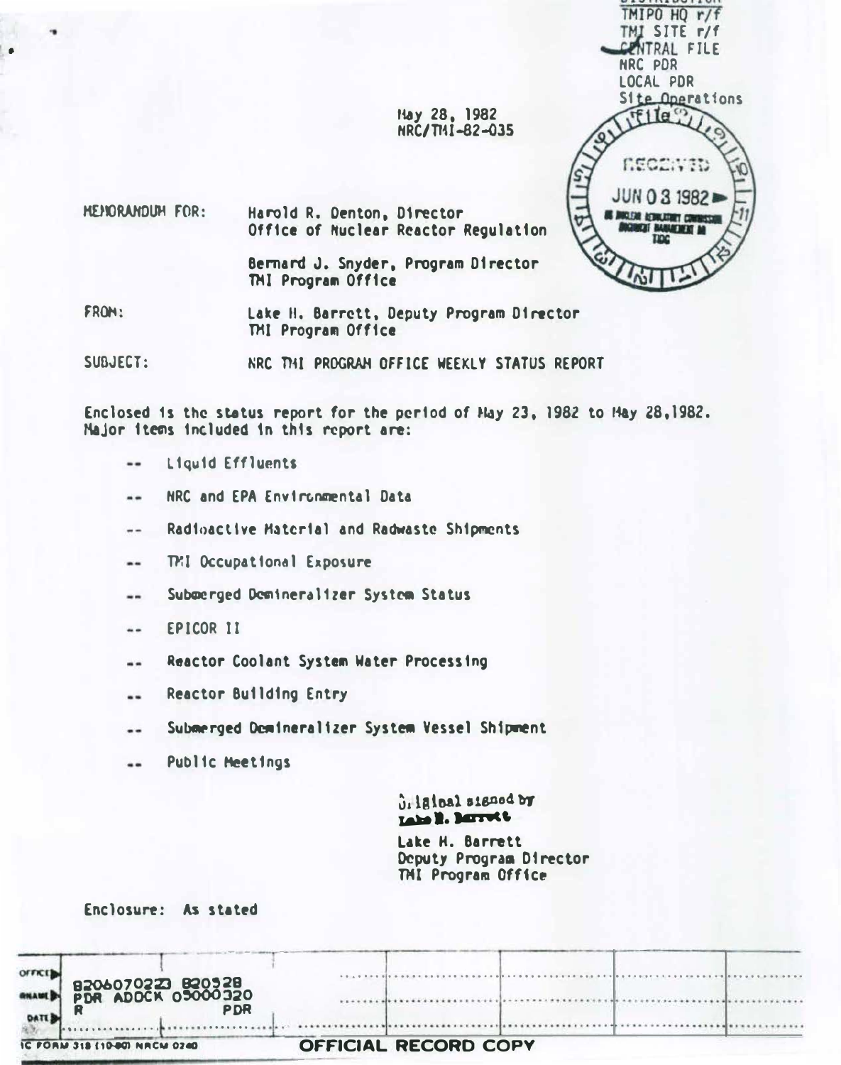DISTRIBUTION
TMIPO HQ r/f
TMI SITE r/f
CENTRAL FILE
NRC PDR
LOCAL PDR
Site Operations
File

May 28, 1982
NRC/TMI-82-035

RECEIVED
JUN 03 1982
US NUCLEAR REGULATORY COMMISSION
DOCUMENT MANAGEMENT BR
TIDC

MEMORANDUM FOR: Harold R. Denton, Director
Office of Nuclear Reactor Regulation

Bernard J. Snyder, Program Director
TMI Program Office

FROM: Lake H. Barrett, Deputy Program Director
TMI Program Office

SUBJECT: NRC TMI PROGRAM OFFICE WEEKLY STATUS REPORT

Enclosed is the status report for the period of May 23, 1982 to May 28,1982. Major items included in this report are:

-- Liquid Effluents

-- NRC and EPA Environmental Data

-- Radioactive Material and Radwaste Shipments

-- TMI Occupational Exposure

-- Submerged Demineralizer System Status

-- EPICOR II

-- Reactor Coolant System Water Processing

-- Reactor Building Entry

-- Submerged Demineralizer System Vessel Shipment

-- Public Meetings

Original signed by
Lake H. Barrett

Lake H. Barrett
Deputy Program Director
TMI Program Office

Enclosure: As stated

8206070223 820528
PDR ADOCK 05000320
R PDR

OFFICE
SURNAME
DATE

NRC FORM 318 (10-80) NRCM 0240

OFFICIAL RECORD COPY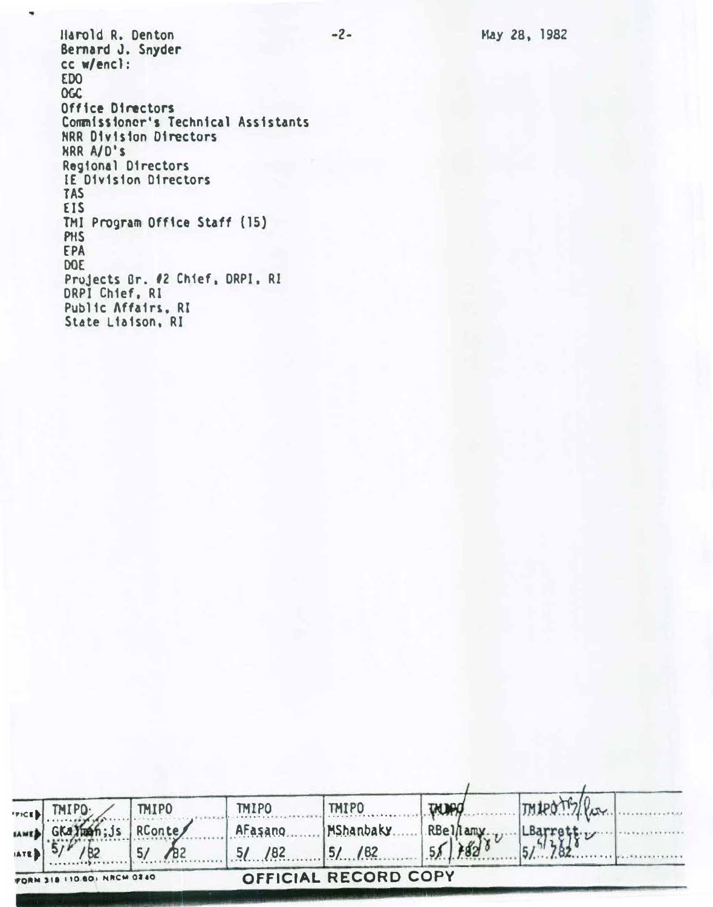Harold R. Denton
Bernard J. Snyder
cc w/encl:
EDO
OGC
Office Directors
Commissioner's Technical Assistants
NRR Division Directors
NRR A/D's
Regional Directors
IE Division Directors
TAS
EIS
TMI Program Office Staff (15)
PHS
EPA
DOE
Projects Br. #2 Chief, DRPI, RI
DRPI Chief, RI
Public Affairs, RI
State Liaison, RI

| OFFICE | TMIPO | TMIPO | TMIPO | TMIPO | TMIPO | TMIPO | |
|---|---|---|---|---|---|---|---|
| SURNAME | GKalman;js | RConte | AFasano | MShanbaky | RBellamy | LBarrett | |
| DATE | 5/ /82 | 5/ /82 | 5/ /82 | 5/ /82 | 5/ /82 | 5/ /82 | |

NRC FORM 318 (10-80) NRCM 0240

OFFICIAL RECORD COPY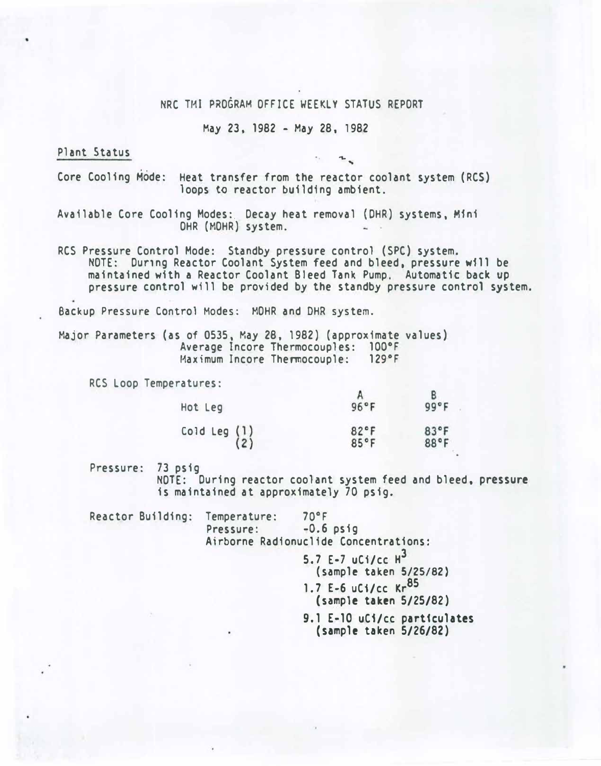# NRC TMI PROGRAM OFFICE WEEKLY STATUS REPORT

May 23, 1982 - May 28, 1982

## Plant Status

Core Cooling Mode: Heat transfer from the reactor coolant system (RCS) loops to reactor building ambient.

Available Core Cooling Modes: Decay heat removal (DHR) systems, Mini DHR (MDHR) system.

RCS Pressure Control Mode: Standby pressure control (SPC) system.
NOTE: During Reactor Coolant System feed and bleed, pressure will be maintained with a Reactor Coolant Bleed Tank Pump. Automatic back up pressure control will be provided by the standby pressure control system.

Backup Pressure Control Modes: MDHR and DHR system.

Major Parameters (as of 0535, May 28, 1982) (approximate values)
Average Incore Thermocouples: 100°F
Maximum Incore Thermocouple: 129°F

RCS Loop Temperatures:

| | A | B |
|---|---|---|
| Hot Leg | 96°F | 99°F |
| Cold Leg (1) | 82°F | 83°F |
| (2) | 85°F | 88°F |

Pressure: 73 psig
NOTE: During reactor coolant system feed and bleed, pressure is maintained at approximately 70 psig.

Reactor Building: Temperature: 70°F
Pressure: -0.6 psig
Airborne Radionuclide Concentrations:

5.7 E-7 uCi/cc $H^3$
(sample taken 5/25/82)

1.7 E-6 uCi/cc $Kr^{85}$
(sample taken 5/25/82)

9.1 E-10 uCi/cc particulates
(sample taken 5/26/82)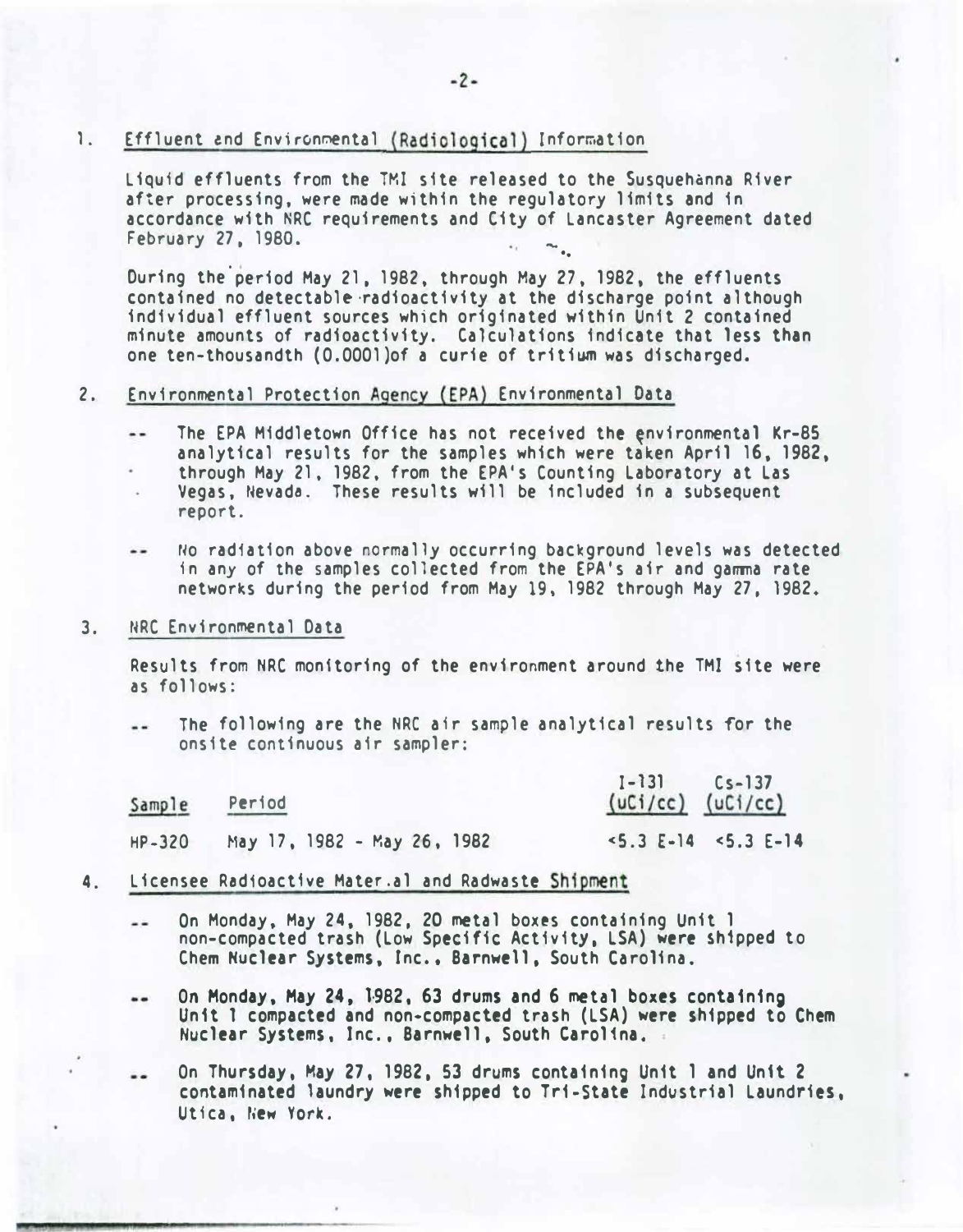1. Effluent and Environmental (Radiological) Information

   Liquid effluents from the TMI site released to the Susquehanna River after processing, were made within the regulatory limits and in accordance with NRC requirements and City of Lancaster Agreement dated February 27, 1980.

   During the period May 21, 1982, through May 27, 1982, the effluents contained no detectable radioactivity at the discharge point although individual effluent sources which originated within Unit 2 contained minute amounts of radioactivity. Calculations indicate that less than one ten-thousandth (0.0001)of a curie of tritium was discharged.

2. Environmental Protection Agency (EPA) Environmental Data

   -- The EPA Middletown Office has not received the environmental Kr-85 analytical results for the samples which were taken April 16, 1982, through May 21, 1982, from the EPA's Counting Laboratory at Las Vegas, Nevada. These results will be included in a subsequent report.

   -- No radiation above normally occurring background levels was detected in any of the samples collected from the EPA's air and gamma rate networks during the period from May 19, 1982 through May 27, 1982.

3. NRC Environmental Data

   Results from NRC monitoring of the environment around the TMI site were as follows:

   -- The following are the NRC air sample analytical results for the onsite continuous air sampler:

| Sample | Period | I-131 (uCi/cc) | Cs-137 (uCi/cc) |
|---|---|---|---|
| HP-320 | May 17, 1982 - May 26, 1982 | <5.3 E-14 | <5.3 E-14 |

4. Licensee Radioactive Mater.al and Radwaste Shipment

   -- On Monday, May 24, 1982, 20 metal boxes containing Unit 1 non-compacted trash (Low Specific Activity, LSA) were shipped to Chem Nuclear Systems, Inc., Barnwell, South Carolina.

   -- On Monday, May 24, 1982, 63 drums and 6 metal boxes containing Unit 1 compacted and non-compacted trash (LSA) were shipped to Chem Nuclear Systems, Inc., Barnwell, South Carolina.

   -- On Thursday, May 27, 1982, 53 drums containing Unit 1 and Unit 2 contaminated laundry were shipped to Tri-State Industrial Laundries, Utica, New York.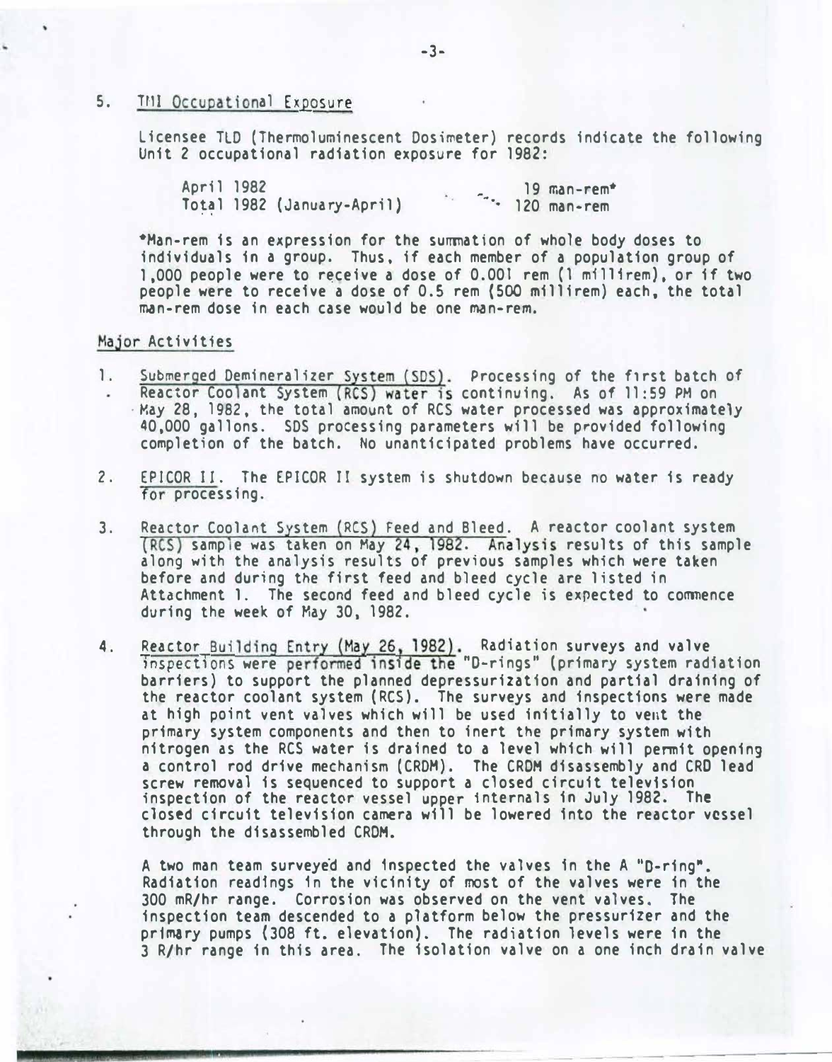5. TMI Occupational Exposure

   Licensee TLD (Thermoluminescent Dosimeter) records indicate the following Unit 2 occupational radiation exposure for 1982:

   | | |
   |---|---|
   | April 1982 | 19 man-rem* |
   | Total 1982 (January-April) | 120 man-rem |

   *Man-rem is an expression for the summation of whole body doses to individuals in a group. Thus, if each member of a population group of 1,000 people were to receive a dose of 0.001 rem (1 millirem), or if two people were to receive a dose of 0.5 rem (500 millirem) each, the total man-rem dose in each case would be one man-rem.

## Major Activities

1. Submerged Demineralizer System (SDS). Processing of the first batch of Reactor Coolant System (RCS) water is continuing. As of 11:59 PM on May 28, 1982, the total amount of RCS water processed was approximately 40,000 gallons. SDS processing parameters will be provided following completion of the batch. No unanticipated problems have occurred.

2. EPICOR II. The EPICOR II system is shutdown because no water is ready for processing.

3. Reactor Coolant System (RCS) Feed and Bleed. A reactor coolant system (RCS) sample was taken on May 24, 1982. Analysis results of this sample along with the analysis results of previous samples which were taken before and during the first feed and bleed cycle are listed in Attachment 1. The second feed and bleed cycle is expected to commence during the week of May 30, 1982.

4. Reactor Building Entry (May 26, 1982). Radiation surveys and valve inspections were performed inside the "D-rings" (primary system radiation barriers) to support the planned depressurization and partial draining of the reactor coolant system (RCS). The surveys and inspections were made at high point vent valves which will be used initially to vent the primary system components and then to inert the primary system with nitrogen as the RCS water is drained to a level which will permit opening a control rod drive mechanism (CRDM). The CRDM disassembly and CRD lead screw removal is sequenced to support a closed circuit television inspection of the reactor vessel upper internals in July 1982. The closed circuit television camera will be lowered into the reactor vessel through the disassembled CRDM.

   A two man team surveyed and inspected the valves in the A "D-ring". Radiation readings in the vicinity of most of the valves were in the 300 mR/hr range. Corrosion was observed on the vent valves. The inspection team descended to a platform below the pressurizer and the primary pumps (308 ft. elevation). The radiation levels were in the 3 R/hr range in this area. The isolation valve on a one inch drain valve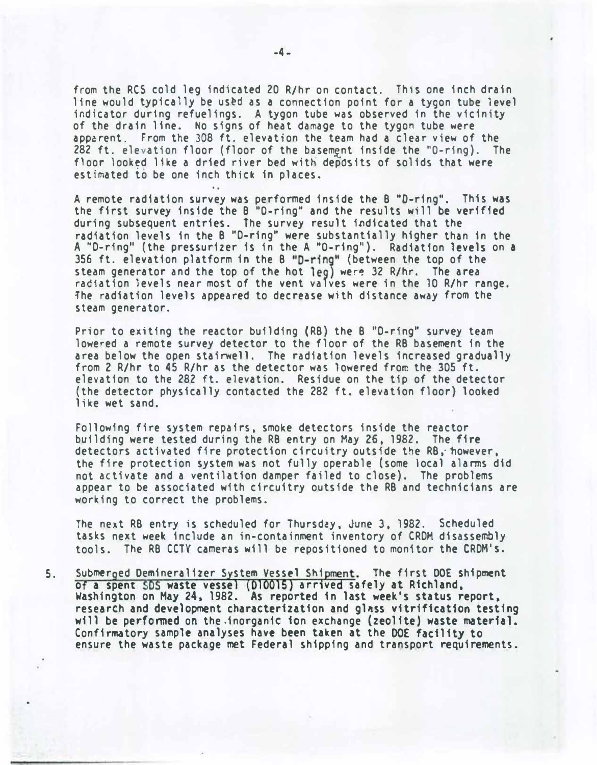from the RCS cold leg indicated 20 R/hr on contact. This one inch drain line would typically be used as a connection point for a tygon tube level indicator during refuelings. A tygon tube was observed in the vicinity of the drain line. No signs of heat damage to the tygon tube were apparent. From the 308 ft. elevation the team had a clear view of the 282 ft. elevation floor (floor of the basement inside the "D-ring). The floor looked like a dried river bed with deposits of solids that were estimated to be one inch thick in places.

A remote radiation survey was performed inside the B "D-ring". This was the first survey inside the B "D-ring" and the results will be verified during subsequent entries. The survey result indicated that the radiation levels in the B "D-ring" were substantially higher than in the A "D-ring" (the pressurizer is in the A "D-ring"). Radiation levels on a 356 ft. elevation platform in the B "D-ring" (between the top of the steam generator and the top of the hot leg) were 32 R/hr. The area radiation levels near most of the vent valves were in the 10 R/hr range. The radiation levels appeared to decrease with distance away from the steam generator.

Prior to exiting the reactor building (RB) the B "D-ring" survey team lowered a remote survey detector to the floor of the RB basement in the area below the open stairwell. The radiation levels increased gradually from 2 R/hr to 45 R/hr as the detector was lowered from the 305 ft. elevation to the 282 ft. elevation. Residue on the tip of the detector (the detector physically contacted the 282 ft. elevation floor) looked like wet sand.

Following fire system repairs, smoke detectors inside the reactor building were tested during the RB entry on May 26, 1982. The fire detectors activated fire protection circuitry outside the RB, however, the fire protection system was not fully operable (some local alarms did not activate and a ventilation damper failed to close). The problems appear to be associated with circuitry outside the RB and technicians are working to correct the problems.

The next RB entry is scheduled for Thursday, June 3, 1982. Scheduled tasks next week include an in-containment inventory of CRDM disassembly tools. The RB CCTV cameras will be repositioned to monitor the CRDM's.

5. Submerged Demineralizer System Vessel Shipment. The first DOE shipment of a spent SDS waste vessel (D10015) arrived safely at Richland, Washington on May 24, 1982. As reported in last week's status report, research and development characterization and glass vitrification testing will be performed on the inorganic ion exchange (zeolite) waste material. Confirmatory sample analyses have been taken at the DOE facility to ensure the waste package met Federal shipping and transport requirements.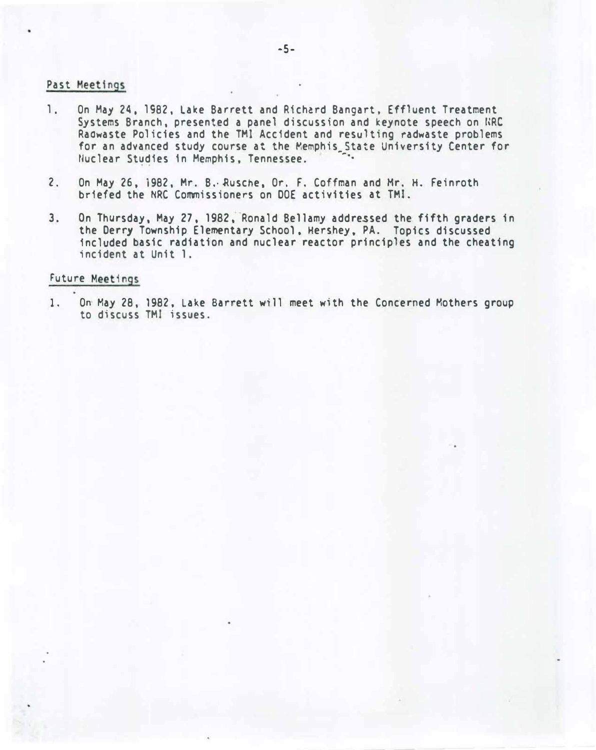## Past Meetings

1. On May 24, 1982, Lake Barrett and Richard Bangart, Effluent Treatment Systems Branch, presented a panel discussion and keynote speech on NRC Radwaste Policies and the TMI Accident and resulting radwaste problems for an advanced study course at the Memphis State University Center for Nuclear Studies in Memphis, Tennessee.

2. On May 26, 1982, Mr. B. Rusche, Dr. F. Coffman and Mr. H. Feinroth briefed the NRC Commissioners on DOE activities at TMI.

3. On Thursday, May 27, 1982, Ronald Bellamy addressed the fifth graders in the Derry Township Elementary School, Hershey, PA. Topics discussed included basic radiation and nuclear reactor principles and the cheating incident at Unit 1.

## Future Meetings

1. On May 28, 1982, Lake Barrett will meet with the Concerned Mothers group to discuss TMI issues.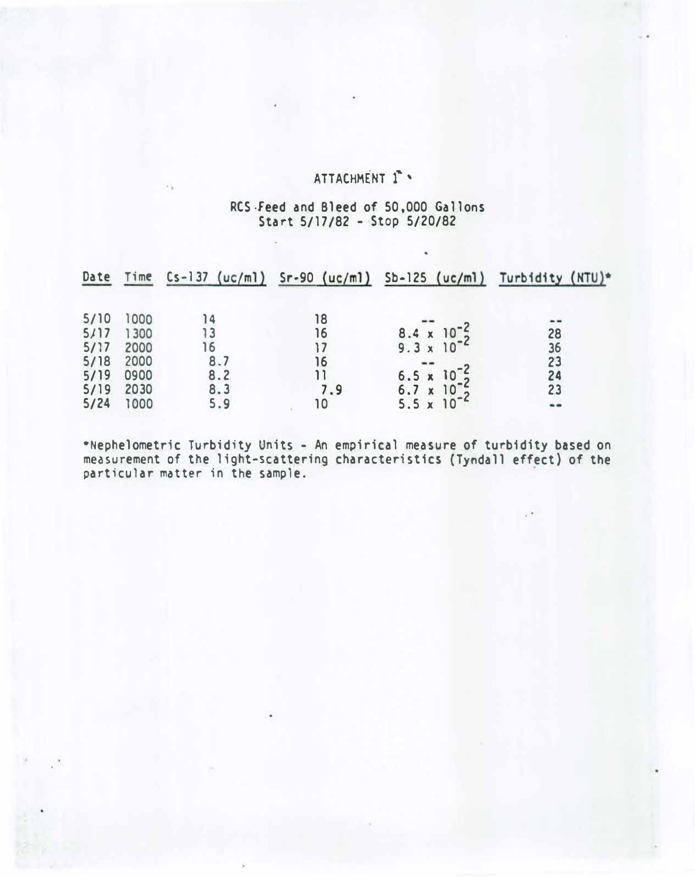# ATTACHMENT 1

## RCS Feed and Bleed of 50,000 Gallons
Start 5/17/82 - Stop 5/20/82

| Date | Time | Cs-137 (uc/ml) | Sr-90 (uc/ml) | Sb-125 (uc/ml) | Turbidity (NTU)* |
|---|---|---|---|---|---|
| 5/10 | 1000 | 14 | 18 | -- | -- |
| 5/17 | 1300 | 13 | 16 | $8.4 \times 10^{-2}$ | 28 |
| 5/17 | 2000 | 16 | 17 | $9.3 \times 10^{-2}$ | 36 |
| 5/18 | 2000 | 8.7 | 16 | -- | 23 |
| 5/19 | 0900 | 8.2 | 11 | $6.5 \times 10^{-2}$ | 24 |
| 5/19 | 2030 | 8.3 | 7.9 | $6.7 \times 10^{-2}$ | 23 |
| 5/24 | 1000 | 5.9 | 10 | $5.5 \times 10^{-2}$ | -- |

*Nephelometric Turbidity Units - An empirical measure of turbidity based on measurement of the light-scattering characteristics (Tyndall effect) of the particular matter in the sample.